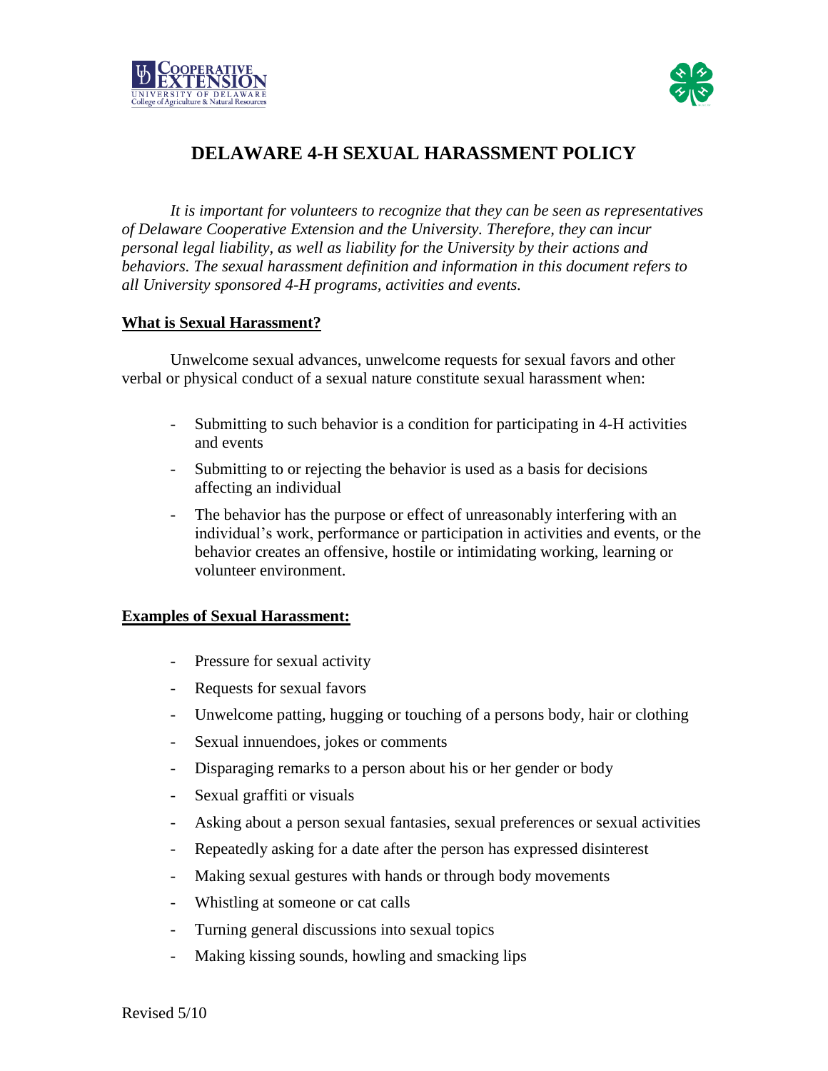# DELAWARE 4-H SEXUAL HARASSMENT POLICY

*It is important for volunteers to recognize that they can be seen as representatives of Delaware Cooperative Extension and the University. Therefore, they can incur personal legal liability, as well as liability for the University by their actions and behaviors. The sexual harassment definition and information in this document refers to all University sponsored 4-H programs, activities and events.*

## What is Sexual Harassment?

Unwelcome sexual advances, unwelcome requests for sexual favors and other verbal or physical conduct of a sexual nature constitute sexual harassment when:

- Submitting to such behavior is a condition for participating in 4-H activities and events
- Submitting to or rejecting the behavior is used as a basis for decisions affecting an individual
- The behavior has the purpose or effect of unreasonably interfering with an individual's work, performance or participation in activities and events, or the behavior creates an offensive, hostile or intimidating working, learning or volunteer environment.

## Examples of Sexual Harassment:

- Pressure for sexual activity
- Requests for sexual favors
- Unwelcome patting, hugging or touching of a persons body, hair or clothing
- Sexual innuendoes, jokes or comments
- Disparaging remarks to a person about his or her gender or body
- Sexual graffiti or visuals
- Asking about a person sexual fantasies, sexual preferences or sexual activities
- Repeatedly asking for a date after the person has expressed disinterest
- Making sexual gestures with hands or through body movements
- Whistling at someone or cat calls
- Turning general discussions into sexual topics
- Making kissing sounds, howling and smacking lips

Revised 5/10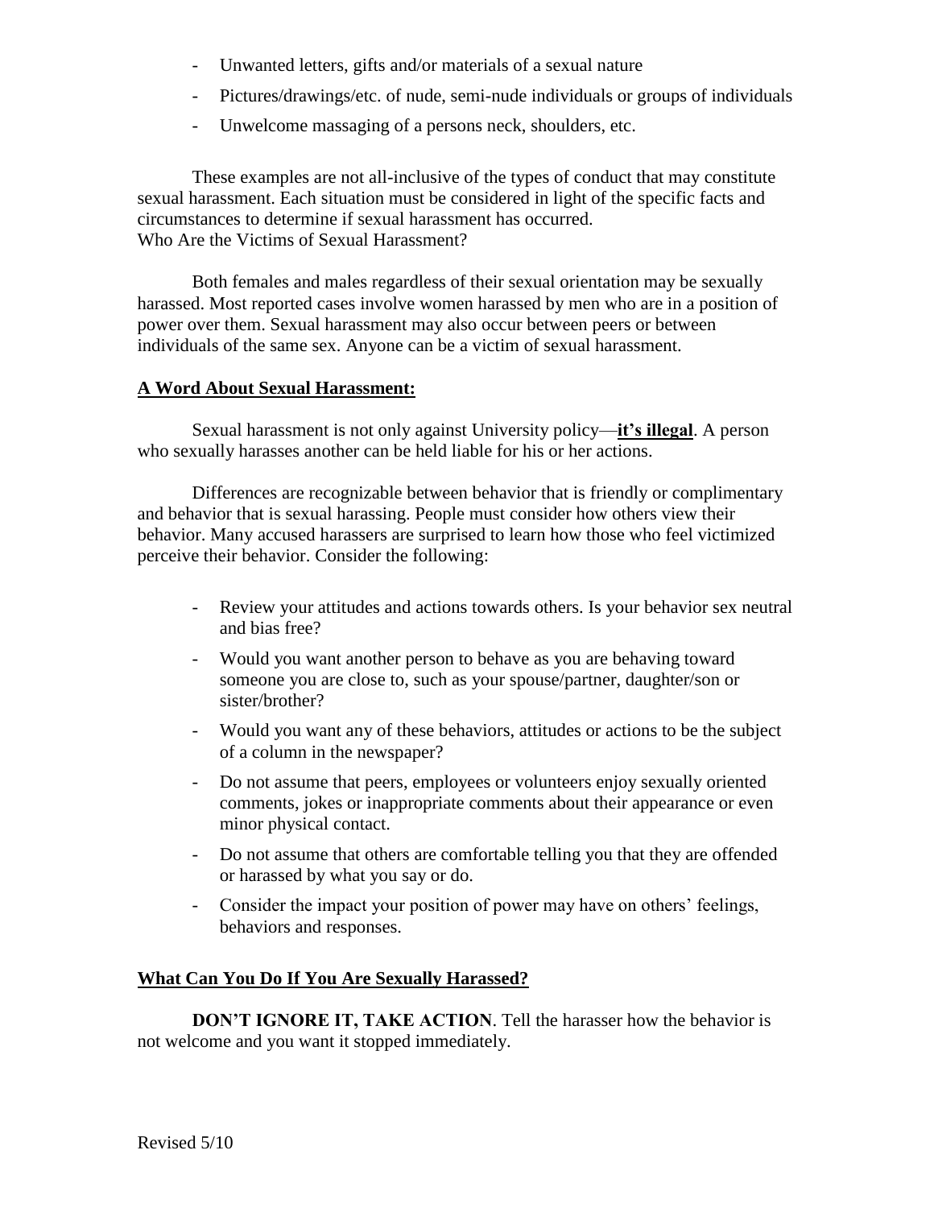- Unwanted letters, gifts and/or materials of a sexual nature
- Pictures/drawings/etc. of nude, semi-nude individuals or groups of individuals
- Unwelcome massaging of a persons neck, shoulders, etc.

These examples are not all-inclusive of the types of conduct that may constitute sexual harassment. Each situation must be considered in light of the specific facts and circumstances to determine if sexual harassment has occurred.

Who Are the Victims of Sexual Harassment?

Both females and males regardless of their sexual orientation may be sexually harassed. Most reported cases involve women harassed by men who are in a position of power over them. Sexual harassment may also occur between peers or between individuals of the same sex. Anyone can be a victim of sexual harassment.

**A Word About Sexual Harassment:**

Sexual harassment is not only against University policy—**it's illegal**. A person who sexually harasses another can be held liable for his or her actions.

Differences are recognizable between behavior that is friendly or complimentary and behavior that is sexual harassing. People must consider how others view their behavior. Many accused harassers are surprised to learn how those who feel victimized perceive their behavior. Consider the following:

- Review your attitudes and actions towards others. Is your behavior sex neutral and bias free?
- Would you want another person to behave as you are behaving toward someone you are close to, such as your spouse/partner, daughter/son or sister/brother?
- Would you want any of these behaviors, attitudes or actions to be the subject of a column in the newspaper?
- Do not assume that peers, employees or volunteers enjoy sexually oriented comments, jokes or inappropriate comments about their appearance or even minor physical contact.
- Do not assume that others are comfortable telling you that they are offended or harassed by what you say or do.
- Consider the impact your position of power may have on others' feelings, behaviors and responses.

**What Can You Do If You Are Sexually Harassed?**

**DON'T IGNORE IT, TAKE ACTION**. Tell the harasser how the behavior is not welcome and you want it stopped immediately.

Revised 5/10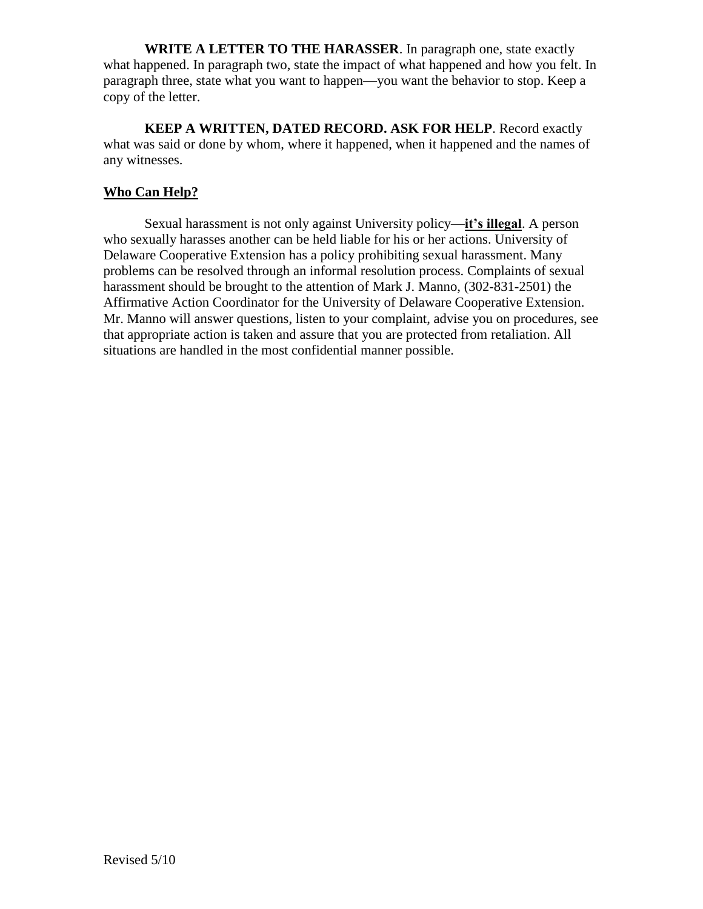**WRITE A LETTER TO THE HARASSER**. In paragraph one, state exactly what happened. In paragraph two, state the impact of what happened and how you felt. In paragraph three, state what you want to happen—you want the behavior to stop. Keep a copy of the letter.

**KEEP A WRITTEN, DATED RECORD. ASK FOR HELP**. Record exactly what was said or done by whom, where it happened, when it happened and the names of any witnesses.

## <u>Who Can Help?</u>

Sexual harassment is not only against University policy—**<u>it's illegal</u>**. A person who sexually harasses another can be held liable for his or her actions. University of Delaware Cooperative Extension has a policy prohibiting sexual harassment. Many problems can be resolved through an informal resolution process. Complaints of sexual harassment should be brought to the attention of Mark J. Manno, (302-831-2501) the Affirmative Action Coordinator for the University of Delaware Cooperative Extension. Mr. Manno will answer questions, listen to your complaint, advise you on procedures, see that appropriate action is taken and assure that you are protected from retaliation. All situations are handled in the most confidential manner possible.

Revised 5/10